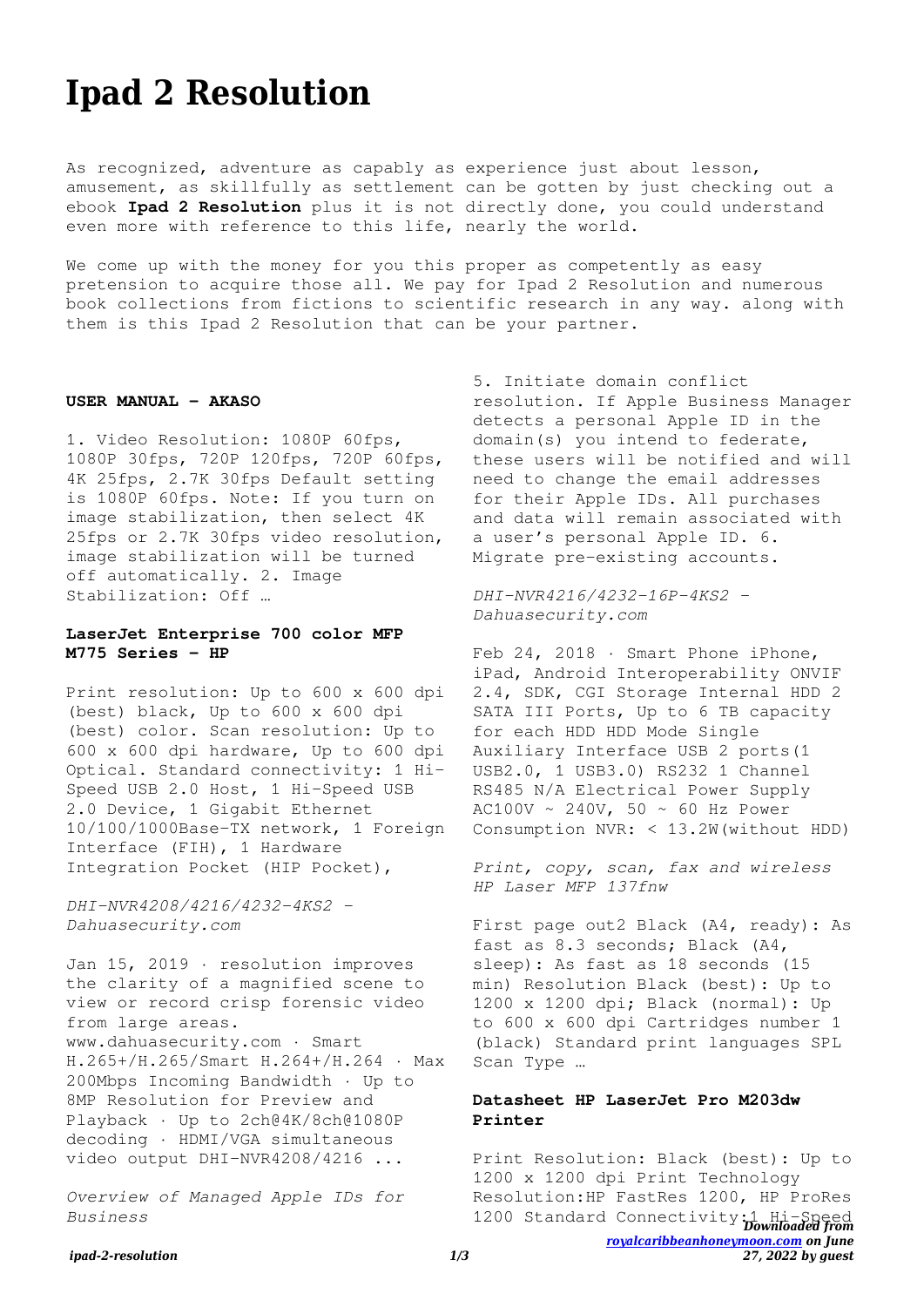# Ipad 2 Resolution

As recognized, adventure as capably as experience just about lesson, amusement, as skillfully as settlement can be gotten by just checking out a ebook **Ipad 2 Resolution** plus it is not directly done, you could understand even more with reference to this life, nearly the world.

We come up with the money for you this proper as competently as easy pretension to acquire those all. We pay for Ipad 2 Resolution and numerous book collections from fictions to scientific research in any way. along with them is this Ipad 2 Resolution that can be your partner.

**USER MANUAL - AKASO**

1. Video Resolution: 1080P 60fps, 1080P 30fps, 720P 120fps, 720P 60fps, 4K 25fps, 2.7K 30fps Default setting is 1080P 60fps. Note: If you turn on image stabilization, then select 4K 25fps or 2.7K 30fps video resolution, image stabilization will be turned off automatically. 2. Image Stabilization: Off …

**LaserJet Enterprise 700 color MFP M775 Series - HP**

Print resolution: Up to 600 x 600 dpi (best) black, Up to 600 x 600 dpi (best) color. Scan resolution: Up to 600 x 600 dpi hardware, Up to 600 dpi Optical. Standard connectivity: 1 Hi-Speed USB 2.0 Host, 1 Hi-Speed USB 2.0 Device, 1 Gigabit Ethernet 10/100/1000Base-TX network, 1 Foreign Interface (FIH), 1 Hardware Integration Pocket (HIP Pocket),

*DHI-NVR4208/4216/4232-4KS2 - Dahuasecurity.com*

Jan 15, 2019 · resolution improves the clarity of a magnified scene to view or record crisp forensic video from large areas. www.dahuasecurity.com · Smart H.265+/H.265/Smart H.264+/H.264 · Max 200Mbps Incoming Bandwidth · Up to 8MP Resolution for Preview and Playback · Up to 2ch@4K/8ch@1080P decoding · HDMI/VGA simultaneous video output DHI-NVR4208/4216 ...

*Overview of Managed Apple IDs for Business*

5. Initiate domain conflict resolution. If Apple Business Manager detects a personal Apple ID in the domain(s) you intend to federate, these users will be notified and will need to change the email addresses for their Apple IDs. All purchases and data will remain associated with a user's personal Apple ID. 6. Migrate pre-existing accounts.

*DHI-NVR4216/4232-16P-4KS2 - Dahuasecurity.com*

Feb 24, 2018 · Smart Phone iPhone, iPad, Android Interoperability ONVIF 2.4, SDK, CGI Storage Internal HDD 2 SATA III Ports, Up to 6 TB capacity for each HDD HDD Mode Single Auxiliary Interface USB 2 ports(1 USB2.0, 1 USB3.0) RS232 1 Channel RS485 N/A Electrical Power Supply AC100V ~ 240V, 50 ~ 60 Hz Power Consumption NVR: < 13.2W(without HDD)

*Print, copy, scan, fax and wireless HP Laser MFP 137fnw*

First page out2 Black (A4, ready): As fast as 8.3 seconds; Black (A4, sleep): As fast as 18 seconds (15 min) Resolution Black (best): Up to 1200 x 1200 dpi; Black (normal): Up to 600 x 600 dpi Cartridges number 1 (black) Standard print languages SPL Scan Type …

**Datasheet HP LaserJet Pro M203dw Printer**

Print Resolution: Black (best): Up to 1200 x 1200 dpi Print Technology Resolution:HP FastRes 1200, HP ProRes 1200 Standard Connectivity:1 Hi-Speed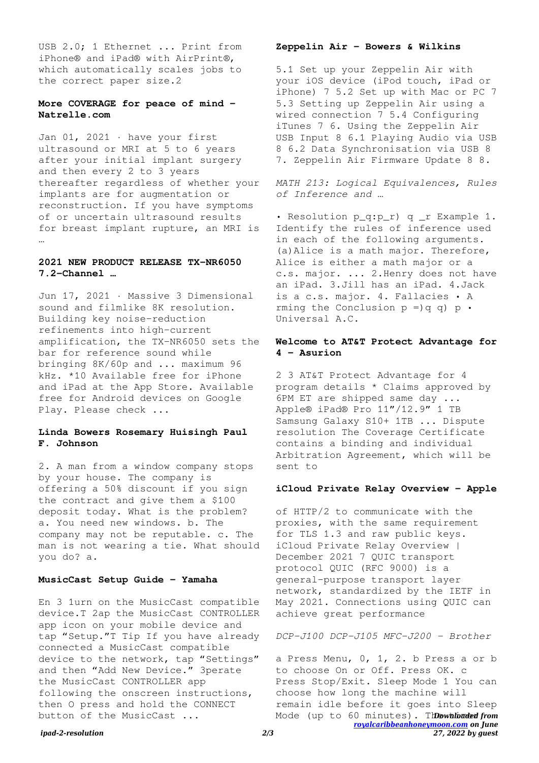USB 2.0; 1 Ethernet ... Print from iPhone® and iPad® with AirPrint®, which automatically scales jobs to the correct paper size.2

### More COVERAGE for peace of mind - Natrelle.com

Jan 01, 2021 · have your first ultrasound or MRI at 5 to 6 years after your initial implant surgery and then every 2 to 3 years thereafter regardless of whether your implants are for augmentation or reconstruction. If you have symptoms of or uncertain ultrasound results for breast implant rupture, an MRI is …

### 2021 NEW PRODUCT RELEASE TX-NR6050 7.2-Channel …

Jun 17, 2021 · Massive 3 Dimensional sound and filmlike 8K resolution. Building key noise-reduction refinements into high-current amplification, the TX-NR6050 sets the bar for reference sound while bringing 8K/60p and ... maximum 96 kHz. *10 Available free for iPhone and iPad at the App Store. Available free for Android devices on Google Play. Please check ...

### Linda Bowers Rosemary Huisingh Paul F. Johnson

2. A man from a window company stops by your house. The company is offering a 50% discount if you sign the contract and give them a $100 deposit today. What is the problem? a. You need new windows. b. The company may not be reputable. c. The man is not wearing a tie. What should you do? a.

### MusicCast Setup Guide - Yamaha

En 3 1urn on the MusicCast compatible device.T 2ap the MusicCast CONTROLLER app icon on your mobile device and tap "Setup."T Tip If you have already connected a MusicCast compatible device to the network, tap "Settings" and then "Add New Device." 3perate the MusicCast CONTROLLER app following the onscreen instructions, then O press and hold the CONNECT button of the MusicCast ...

### Zeppelin Air - Bowers & Wilkins

5.1 Set up your Zeppelin Air with your iOS device (iPod touch, iPad or iPhone) 7 5.2 Set up with Mac or PC 7 5.3 Setting up Zeppelin Air using a wired connection 7 5.4 Configuring iTunes 7 6. Using the Zeppelin Air USB Input 8 6.1 Playing Audio via USB 8 6.2 Data Synchronisation via USB 8 7. Zeppelin Air Firmware Update 8 8.

*MATH 213: Logical Equivalences, Rules of Inference and …*

• Resolution p_q:p_r) q _r Example 1. Identify the rules of inference used in each of the following arguments. (a)Alice is a math major. Therefore, Alice is either a math major or a c.s. major. ... 2.Henry does not have an iPad. 3.Jill has an iPad. 4.Jack is a c.s. major. 4. Fallacies • A rming the Conclusion p =)q q) p • Universal A.C.

### Welcome to AT&T Protect Advantage for 4 - Asurion

2 3 AT&T Protect Advantage for 4 program details * Claims approved by 6PM ET are shipped same day ... Apple® iPad® Pro 11"/12.9" 1 TB Samsung Galaxy S10+ 1TB ... Dispute resolution The Coverage Certificate contains a binding and individual Arbitration Agreement, which will be sent to

### iCloud Private Relay Overview - Apple

of HTTP/2 to communicate with the proxies, with the same requirement for TLS 1.3 and raw public keys. iCloud Private Relay Overview | December 2021 7 QUIC transport protocol QUIC (RFC 9000) is a general-purpose transport layer network, standardized by the IETF in May 2021. Connections using QUIC can achieve great performance

*DCP-J100 DCP-J105 MFC-J200 - Brother*

a Press Menu, 0, 1, 2. b Press a or b to choose On or Off. Press OK. c Press Stop/Exit. Sleep Mode 1 You can choose how long the machine will remain idle before it goes into Sleep Mode (up to 60 minutes). The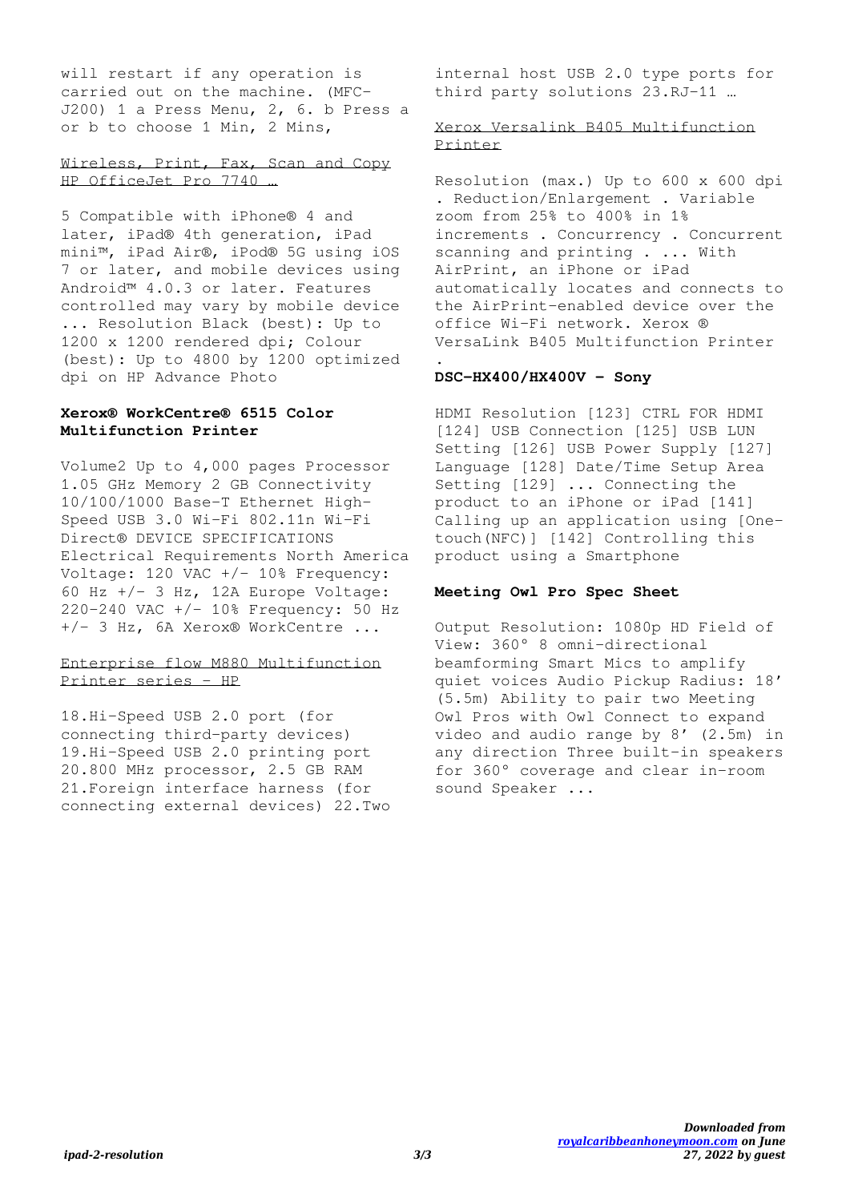will restart if any operation is carried out on the machine. (MFC-J200) 1 a Press Menu, 2, 6. b Press a or b to choose 1 Min, 2 Mins,

Wireless, Print, Fax, Scan and Copy HP OfficeJet Pro 7740 …

5 Compatible with iPhone® 4 and later, iPad® 4th generation, iPad mini™, iPad Air®, iPod® 5G using iOS 7 or later, and mobile devices using Android™ 4.0.3 or later. Features controlled may vary by mobile device ... Resolution Black (best): Up to 1200 x 1200 rendered dpi; Colour (best): Up to 4800 by 1200 optimized dpi on HP Advance Photo

### Xerox® WorkCentre® 6515 Color Multifunction Printer

Volume2 Up to 4,000 pages Processor 1.05 GHz Memory 2 GB Connectivity 10/100/1000 Base-T Ethernet High-Speed USB 3.0 Wi-Fi 802.11n Wi-Fi Direct® DEVICE SPECIFICATIONS Electrical Requirements North America Voltage: 120 VAC +/- 10% Frequency: 60 Hz +/- 3 Hz, 12A Europe Voltage: 220-240 VAC +/- 10% Frequency: 50 Hz +/- 3 Hz, 6A Xerox® WorkCentre ...

Enterprise flow M880 Multifunction Printer series - HP

18.Hi-Speed USB 2.0 port (for connecting third-party devices) 19.Hi-Speed USB 2.0 printing port 20.800 MHz processor, 2.5 GB RAM 21.Foreign interface harness (for connecting external devices) 22.Two internal host USB 2.0 type ports for third party solutions 23.RJ-11 …

Xerox Versalink B405 Multifunction Printer

Resolution (max.) Up to 600 x 600 dpi . Reduction/Enlargement . Variable zoom from 25% to 400% in 1% increments . Concurrency . Concurrent scanning and printing . ... With AirPrint, an iPhone or iPad automatically locates and connects to the AirPrint-enabled device over the office Wi-Fi network. Xerox ® VersaLink B405 Multifunction Printer .

### DSC-HX400/HX400V - Sony

HDMI Resolution [123] CTRL FOR HDMI [124] USB Connection [125] USB LUN Setting [126] USB Power Supply [127] Language [128] Date/Time Setup Area Setting [129] ... Connecting the product to an iPhone or iPad [141] Calling up an application using [One-touch(NFC)] [142] Controlling this product using a Smartphone

### Meeting Owl Pro Spec Sheet

Output Resolution: 1080p HD Field of View: 360° 8 omni-directional beamforming Smart Mics to amplify quiet voices Audio Pickup Radius: 18' (5.5m) Ability to pair two Meeting Owl Pros with Owl Connect to expand video and audio range by 8' (2.5m) in any direction Three built-in speakers for 360° coverage and clear in-room sound Speaker ...